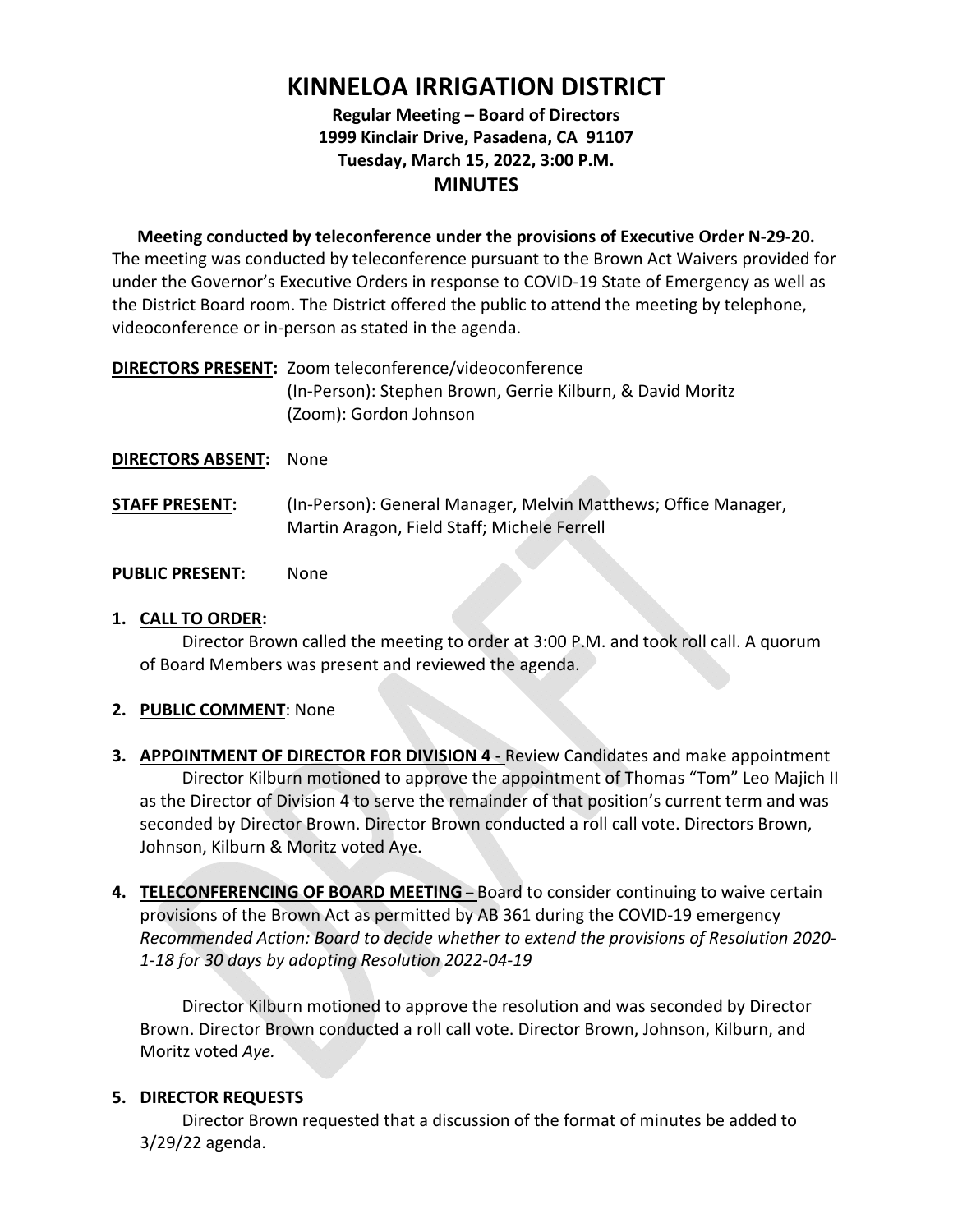# KINNELOA IRRIGATION DISTRICT

**Regular Meeting – Board of Directors**
**1999 Kinclair Drive, Pasadena, CA 91107**
**Tuesday, March 15, 2022, 3:00 P.M.**

## MINUTES

**Meeting conducted by teleconference under the provisions of Executive Order N-29-20.**

The meeting was conducted by teleconference pursuant to the Brown Act Waivers provided for under the Governor's Executive Orders in response to COVID-19 State of Emergency as well as the District Board room. The District offered the public to attend the meeting by telephone, videoconference or in-person as stated in the agenda.

**DIRECTORS PRESENT:** Zoom teleconference/videoconference
(In-Person): Stephen Brown, Gerrie Kilburn, & David Moritz
(Zoom): Gordon Johnson

**DIRECTORS ABSENT:** None

**STAFF PRESENT:** (In-Person): General Manager, Melvin Matthews; Office Manager, Martin Aragon, Field Staff; Michele Ferrell

**PUBLIC PRESENT:** None

1. **CALL TO ORDER:**
   Director Brown called the meeting to order at 3:00 P.M. and took roll call. A quorum of Board Members was present and reviewed the agenda.

2. **PUBLIC COMMENT**: None

3. **APPOINTMENT OF DIRECTOR FOR DIVISION 4 -** Review Candidates and make appointment
   Director Kilburn motioned to approve the appointment of Thomas "Tom" Leo Majich II as the Director of Division 4 to serve the remainder of that position's current term and was seconded by Director Brown. Director Brown conducted a roll call vote. Directors Brown, Johnson, Kilburn & Moritz voted Aye.

4. **TELECONFERENCING OF BOARD MEETING –** Board to consider continuing to waive certain provisions of the Brown Act as permitted by AB 361 during the COVID-19 emergency
   *Recommended Action: Board to decide whether to extend the provisions of Resolution 2020-1-18 for 30 days by adopting Resolution 2022-04-19*

   Director Kilburn motioned to approve the resolution and was seconded by Director Brown. Director Brown conducted a roll call vote. Director Brown, Johnson, Kilburn, and Moritz voted *Aye.*

5. **DIRECTOR REQUESTS**
   Director Brown requested that a discussion of the format of minutes be added to 3/29/22 agenda.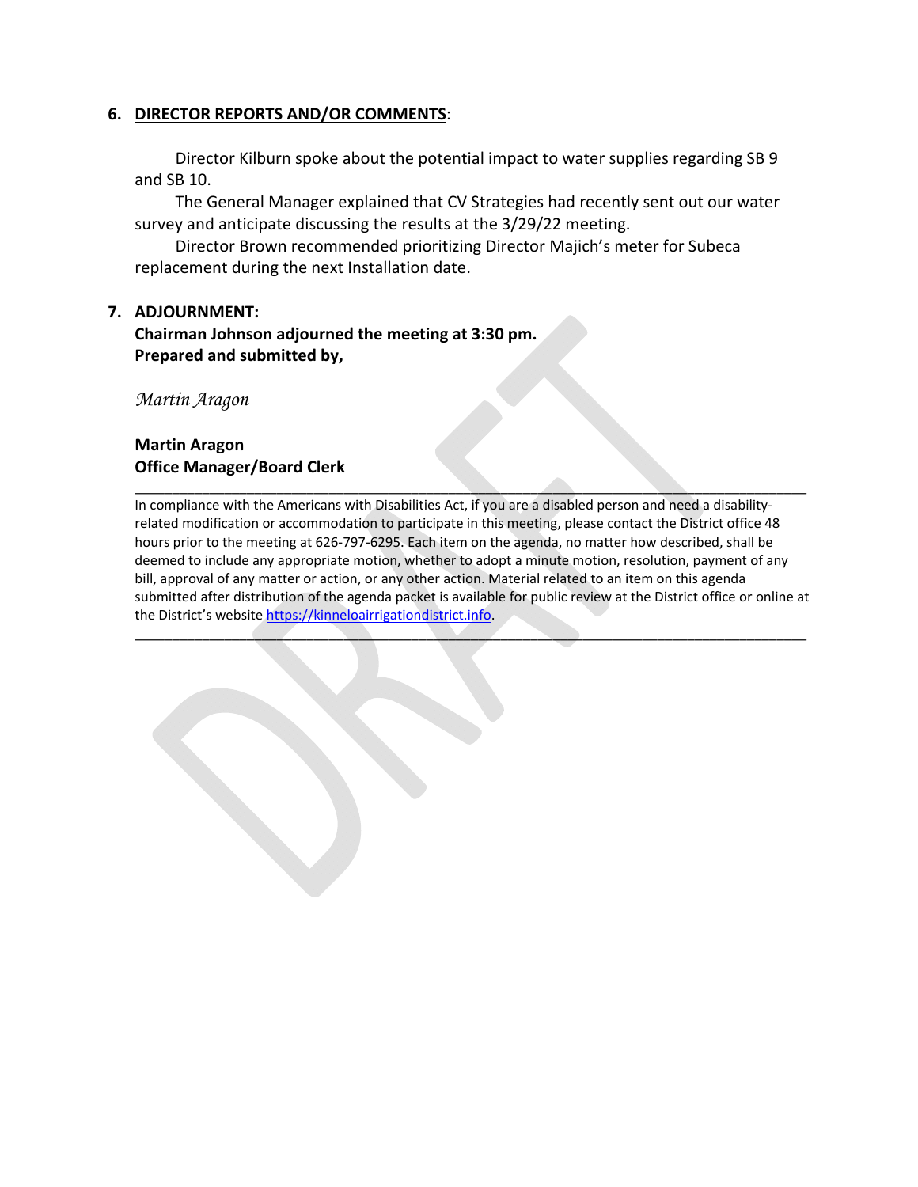6. **DIRECTOR REPORTS AND/OR COMMENTS**:

Director Kilburn spoke about the potential impact to water supplies regarding SB 9 and SB 10.

The General Manager explained that CV Strategies had recently sent out our water survey and anticipate discussing the results at the 3/29/22 meeting.

Director Brown recommended prioritizing Director Majich's meter for Subeca replacement during the next Installation date.

7. **ADJOURNMENT:**

**Chairman Johnson adjourned the meeting at 3:30 pm.**
**Prepared and submitted by,**

*Martin Aragon*

**Martin Aragon**
**Office Manager/Board Clerk**

---

In compliance with the Americans with Disabilities Act, if you are a disabled person and need a disability-related modification or accommodation to participate in this meeting, please contact the District office 48 hours prior to the meeting at 626-797-6295. Each item on the agenda, no matter how described, shall be deemed to include any appropriate motion, whether to adopt a minute motion, resolution, payment of any bill, approval of any matter or action, or any other action. Material related to an item on this agenda submitted after distribution of the agenda packet is available for public review at the District office or online at the District's website https://kinneloairrigationdistrict.info.

---

DRAFT